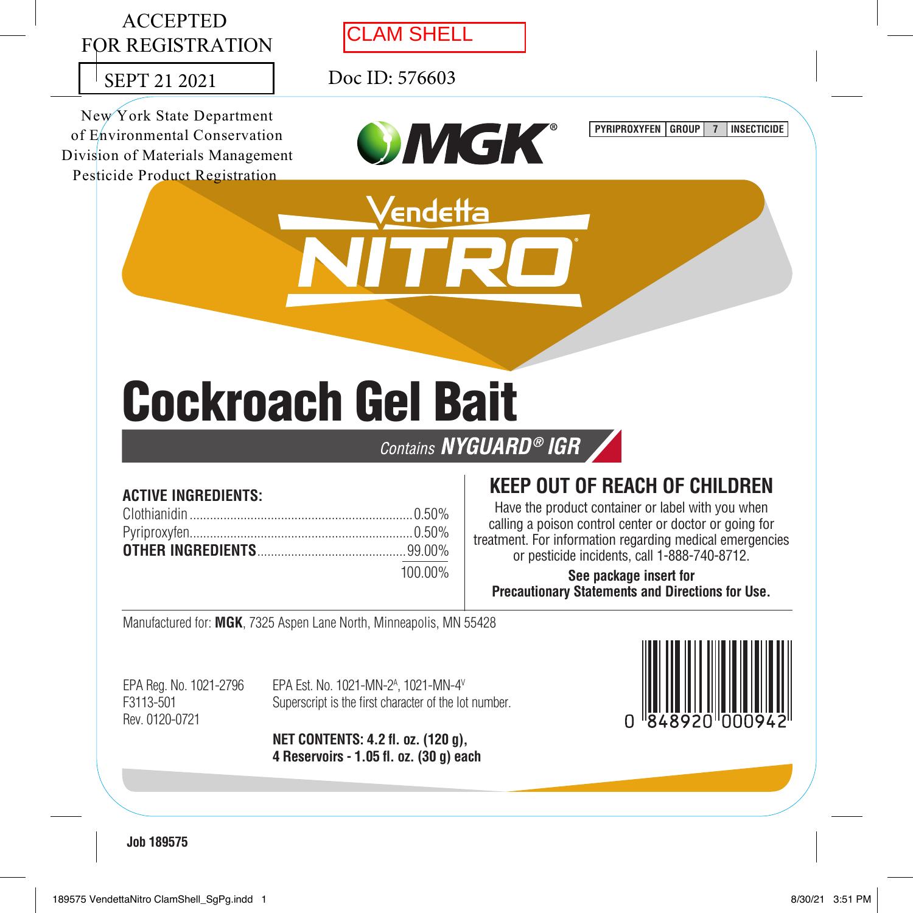ACCEPTED
FOR REGISTRATION

SEPT 21 2021

New York State Department
of Environmental Conservation
Division of Materials Management
Pesticide Product Registration

CLAM SHELL

Doc ID: 576603

MGK®

| PYRIPROXYFEN | GROUP | 7 | INSECTICIDE |
|---|---|---|---|

# Vendetta NITRO®

# Cockroach Gel Bait

*Contains* ***NYGUARD® IGR***

**ACTIVE INGREDIENTS:**

| | |
|---|---|
| Clothianidin | 0.50% |
| Pyriproxyfen | 0.50% |
| **OTHER INGREDIENTS** | 99.00% |
| | 100.00% |

## KEEP OUT OF REACH OF CHILDREN

Have the product container or label with you when calling a poison control center or doctor or going for treatment. For information regarding medical emergencies or pesticide incidents, call 1-888-740-8712.

**See package insert for Precautionary Statements and Directions for Use.**

Manufactured for: **MGK**, 7325 Aspen Lane North, Minneapolis, MN 55428

EPA Reg. No. 1021-2796
F3113-501
Rev. 0120-0721

EPA Est. No. 1021-MN-2[A], 1021-MN-4[V]
Superscript is the first character of the lot number.

**NET CONTENTS: 4.2 fl. oz. (120 g),**
**4 Reservoirs - 1.05 fl. oz. (30 g) each**

0 848920 000942

**Job 189575**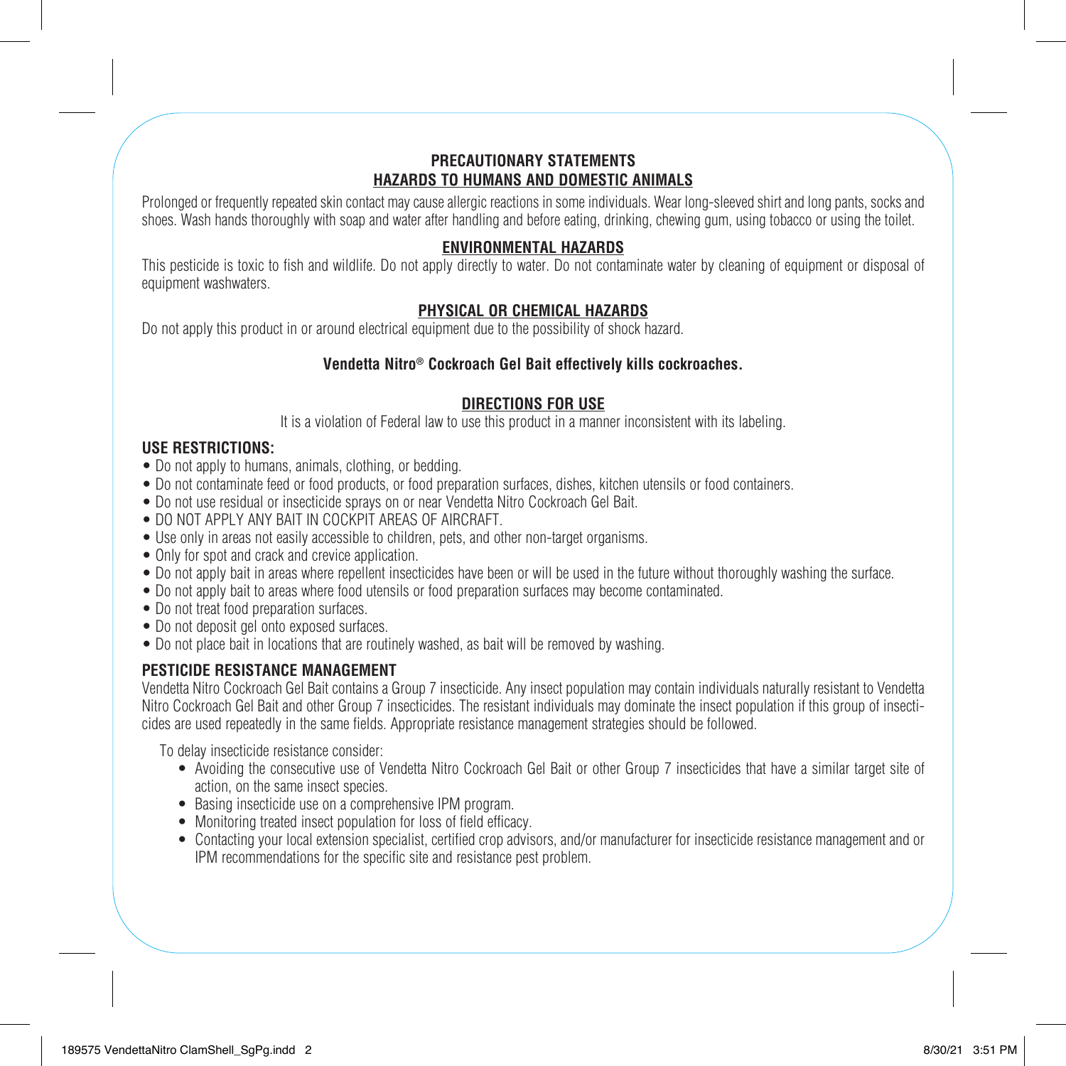## PRECAUTIONARY STATEMENTS

### HAZARDS TO HUMANS AND DOMESTIC ANIMALS

Prolonged or frequently repeated skin contact may cause allergic reactions in some individuals. Wear long-sleeved shirt and long pants, socks and shoes. Wash hands thoroughly with soap and water after handling and before eating, drinking, chewing gum, using tobacco or using the toilet.

### ENVIRONMENTAL HAZARDS

This pesticide is toxic to fish and wildlife. Do not apply directly to water. Do not contaminate water by cleaning of equipment or disposal of equipment washwaters.

### PHYSICAL OR CHEMICAL HAZARDS

Do not apply this product in or around electrical equipment due to the possibility of shock hazard.

**Vendetta Nitro® Cockroach Gel Bait effectively kills cockroaches.**

## DIRECTIONS FOR USE

It is a violation of Federal law to use this product in a manner inconsistent with its labeling.

**USE RESTRICTIONS:**

- Do not apply to humans, animals, clothing, or bedding.
- Do not contaminate feed or food products, or food preparation surfaces, dishes, kitchen utensils or food containers.
- Do not use residual or insecticide sprays on or near Vendetta Nitro Cockroach Gel Bait.
- DO NOT APPLY ANY BAIT IN COCKPIT AREAS OF AIRCRAFT.
- Use only in areas not easily accessible to children, pets, and other non-target organisms.
- Only for spot and crack and crevice application.
- Do not apply bait in areas where repellent insecticides have been or will be used in the future without thoroughly washing the surface.
- Do not apply bait to areas where food utensils or food preparation surfaces may become contaminated.
- Do not treat food preparation surfaces.
- Do not deposit gel onto exposed surfaces.
- Do not place bait in locations that are routinely washed, as bait will be removed by washing.

**PESTICIDE RESISTANCE MANAGEMENT**

Vendetta Nitro Cockroach Gel Bait contains a Group 7 insecticide. Any insect population may contain individuals naturally resistant to Vendetta Nitro Cockroach Gel Bait and other Group 7 insecticides. The resistant individuals may dominate the insect population if this group of insecticides are used repeatedly in the same fields. Appropriate resistance management strategies should be followed.

To delay insecticide resistance consider:

- Avoiding the consecutive use of Vendetta Nitro Cockroach Gel Bait or other Group 7 insecticides that have a similar target site of action, on the same insect species.
- Basing insecticide use on a comprehensive IPM program.
- Monitoring treated insect population for loss of field efficacy.
- Contacting your local extension specialist, certified crop advisors, and/or manufacturer for insecticide resistance management and or IPM recommendations for the specific site and resistance pest problem.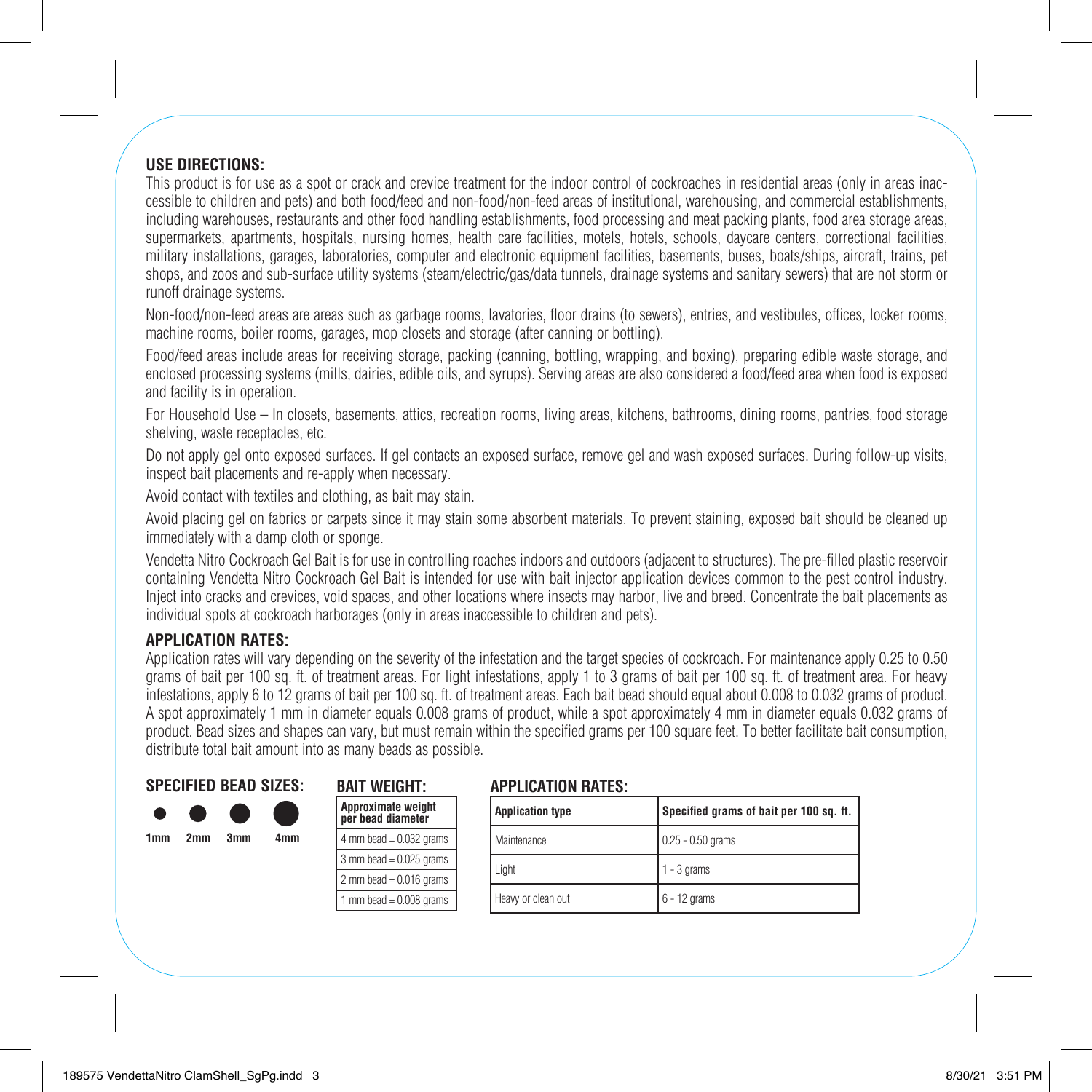## USE DIRECTIONS:

This product is for use as a spot or crack and crevice treatment for the indoor control of cockroaches in residential areas (only in areas inaccessible to children and pets) and both food/feed and non-food/non-feed areas of institutional, warehousing, and commercial establishments, including warehouses, restaurants and other food handling establishments, food processing and meat packing plants, food area storage areas, supermarkets, apartments, hospitals, nursing homes, health care facilities, motels, hotels, schools, daycare centers, correctional facilities, military installations, garages, laboratories, computer and electronic equipment facilities, basements, buses, boats/ships, aircraft, trains, pet shops, and zoos and sub-surface utility systems (steam/electric/gas/data tunnels, drainage systems and sanitary sewers) that are not storm or runoff drainage systems.

Non-food/non-feed areas are areas such as garbage rooms, lavatories, floor drains (to sewers), entries, and vestibules, offices, locker rooms, machine rooms, boiler rooms, garages, mop closets and storage (after canning or bottling).

Food/feed areas include areas for receiving storage, packing (canning, bottling, wrapping, and boxing), preparing edible waste storage, and enclosed processing systems (mills, dairies, edible oils, and syrups). Serving areas are also considered a food/feed area when food is exposed and facility is in operation.

For Household Use – In closets, basements, attics, recreation rooms, living areas, kitchens, bathrooms, dining rooms, pantries, food storage shelving, waste receptacles, etc.

Do not apply gel onto exposed surfaces. If gel contacts an exposed surface, remove gel and wash exposed surfaces. During follow-up visits, inspect bait placements and re-apply when necessary.

Avoid contact with textiles and clothing, as bait may stain.

Avoid placing gel on fabrics or carpets since it may stain some absorbent materials. To prevent staining, exposed bait should be cleaned up immediately with a damp cloth or sponge.

Vendetta Nitro Cockroach Gel Bait is for use in controlling roaches indoors and outdoors (adjacent to structures). The pre-filled plastic reservoir containing Vendetta Nitro Cockroach Gel Bait is intended for use with bait injector application devices common to the pest control industry. Inject into cracks and crevices, void spaces, and other locations where insects may harbor, live and breed. Concentrate the bait placements as individual spots at cockroach harborages (only in areas inaccessible to children and pets).

## APPLICATION RATES:

Application rates will vary depending on the severity of the infestation and the target species of cockroach. For maintenance apply 0.25 to 0.50 grams of bait per 100 sq. ft. of treatment areas. For light infestations, apply 1 to 3 grams of bait per 100 sq. ft. of treatment area. For heavy infestations, apply 6 to 12 grams of bait per 100 sq. ft. of treatment areas. Each bait bead should equal about 0.008 to 0.032 grams of product. A spot approximately 1 mm in diameter equals 0.008 grams of product, while a spot approximately 4 mm in diameter equals 0.032 grams of product. Bead sizes and shapes can vary, but must remain within the specified grams per 100 square feet. To better facilitate bait consumption, distribute total bait amount into as many beads as possible.

### SPECIFIED BEAD SIZES:

1mm 2mm 3mm 4mm

### BAIT WEIGHT:

| Approximate weight per bead diameter |
|---|
| 4 mm bead = 0.032 grams |
| 3 mm bead = 0.025 grams |
| 2 mm bead = 0.016 grams |
| 1 mm bead = 0.008 grams |

### APPLICATION RATES:

| Application type | Specified grams of bait per 100 sq. ft. |
|---|---|
| Maintenance | 0.25 - 0.50 grams |
| Light | 1 - 3 grams |
| Heavy or clean out | 6 - 12 grams |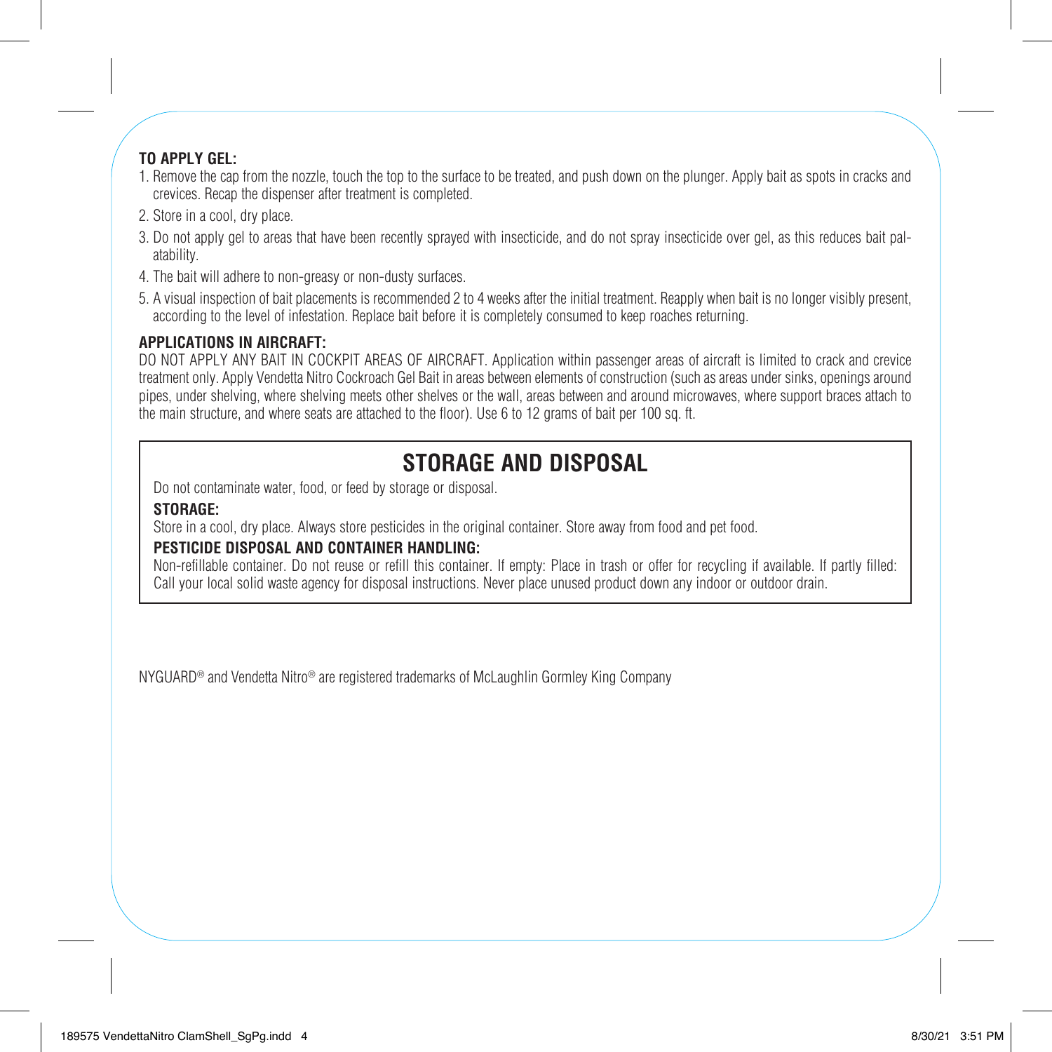**TO APPLY GEL:**

1. Remove the cap from the nozzle, touch the top to the surface to be treated, and push down on the plunger. Apply bait as spots in cracks and crevices. Recap the dispenser after treatment is completed.
2. Store in a cool, dry place.
3. Do not apply gel to areas that have been recently sprayed with insecticide, and do not spray insecticide over gel, as this reduces bait palatability.
4. The bait will adhere to non-greasy or non-dusty surfaces.
5. A visual inspection of bait placements is recommended 2 to 4 weeks after the initial treatment. Reapply when bait is no longer visibly present, according to the level of infestation. Replace bait before it is completely consumed to keep roaches returning.

**APPLICATIONS IN AIRCRAFT:**

DO NOT APPLY ANY BAIT IN COCKPIT AREAS OF AIRCRAFT. Application within passenger areas of aircraft is limited to crack and crevice treatment only. Apply Vendetta Nitro Cockroach Gel Bait in areas between elements of construction (such as areas under sinks, openings around pipes, under shelving, where shelving meets other shelves or the wall, areas between and around microwaves, where support braces attach to the main structure, and where seats are attached to the floor). Use 6 to 12 grams of bait per 100 sq. ft.

## STORAGE AND DISPOSAL

Do not contaminate water, food, or feed by storage or disposal.

**STORAGE:**

Store in a cool, dry place. Always store pesticides in the original container. Store away from food and pet food.

**PESTICIDE DISPOSAL AND CONTAINER HANDLING:**

Non-refillable container. Do not reuse or refill this container. If empty: Place in trash or offer for recycling if available. If partly filled: Call your local solid waste agency for disposal instructions. Never place unused product down any indoor or outdoor drain.

NYGUARD® and Vendetta Nitro® are registered trademarks of McLaughlin Gormley King Company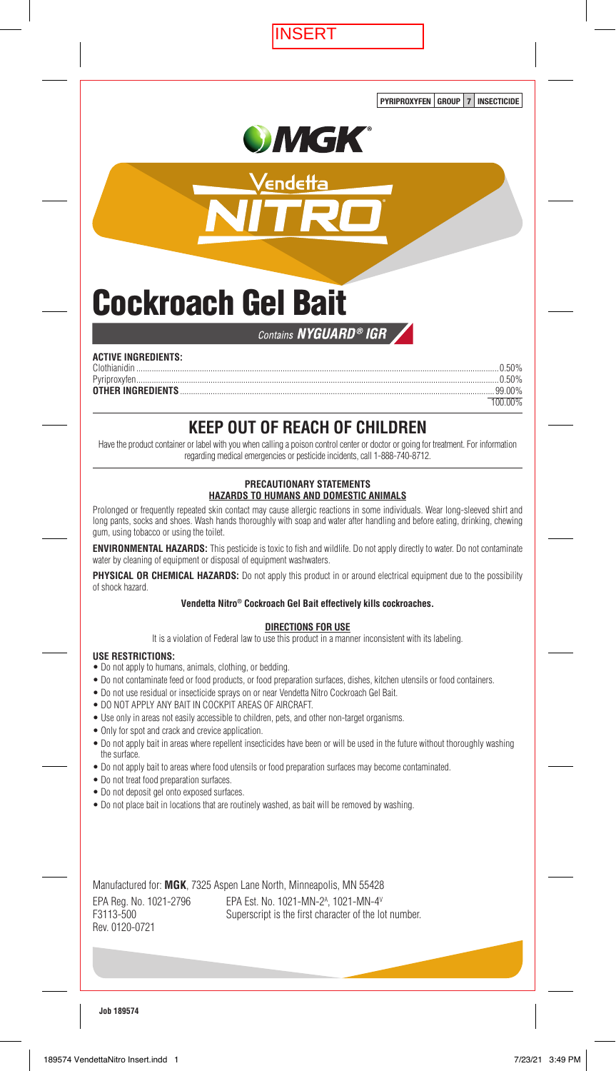INSERT

**PYRIPROXYFEN | GROUP 7 | INSECTICIDE**

MGK®

Vendetta NITRO®

# Cockroach Gel Bait

*Contains* ***NYGUARD® IGR***

**ACTIVE INGREDIENTS:**

| | |
|---|---|
| Clothianidin | 0.50% |
| Pyriproxyfen | 0.50% |
| **OTHER INGREDIENTS** | 99.00% |
| | 100.00% |

## KEEP OUT OF REACH OF CHILDREN

Have the product container or label with you when calling a poison control center or doctor or going for treatment. For information regarding medical emergencies or pesticide incidents, call 1-888-740-8712.

### PRECAUTIONARY STATEMENTS
### HAZARDS TO HUMANS AND DOMESTIC ANIMALS

Prolonged or frequently repeated skin contact may cause allergic reactions in some individuals. Wear long-sleeved shirt and long pants, socks and shoes. Wash hands thoroughly with soap and water after handling and before eating, drinking, chewing gum, using tobacco or using the toilet.

**ENVIRONMENTAL HAZARDS:** This pesticide is toxic to fish and wildlife. Do not apply directly to water. Do not contaminate water by cleaning of equipment or disposal of equipment washwaters.

**PHYSICAL OR CHEMICAL HAZARDS:** Do not apply this product in or around electrical equipment due to the possibility of shock hazard.

**Vendetta Nitro® Cockroach Gel Bait effectively kills cockroaches.**

### DIRECTIONS FOR USE

It is a violation of Federal law to use this product in a manner inconsistent with its labeling.

**USE RESTRICTIONS:**

- Do not apply to humans, animals, clothing, or bedding.
- Do not contaminate feed or food products, or food preparation surfaces, dishes, kitchen utensils or food containers.
- Do not use residual or insecticide sprays on or near Vendetta Nitro Cockroach Gel Bait.
- DO NOT APPLY ANY BAIT IN COCKPIT AREAS OF AIRCRAFT.
- Use only in areas not easily accessible to children, pets, and other non-target organisms.
- Only for spot and crack and crevice application.
- Do not apply bait in areas where repellent insecticides have been or will be used in the future without thoroughly washing the surface.
- Do not apply bait to areas where food utensils or food preparation surfaces may become contaminated.
- Do not treat food preparation surfaces.
- Do not deposit gel onto exposed surfaces.
- Do not place bait in locations that are routinely washed, as bait will be removed by washing.

Manufactured for: **MGK**, 7325 Aspen Lane North, Minneapolis, MN 55428

EPA Reg. No. 1021-2796
F3113-500
Rev. 0120-0721

EPA Est. No. 1021-MN-2[A], 1021-MN-4[V]
Superscript is the first character of the lot number.

**Job 189574**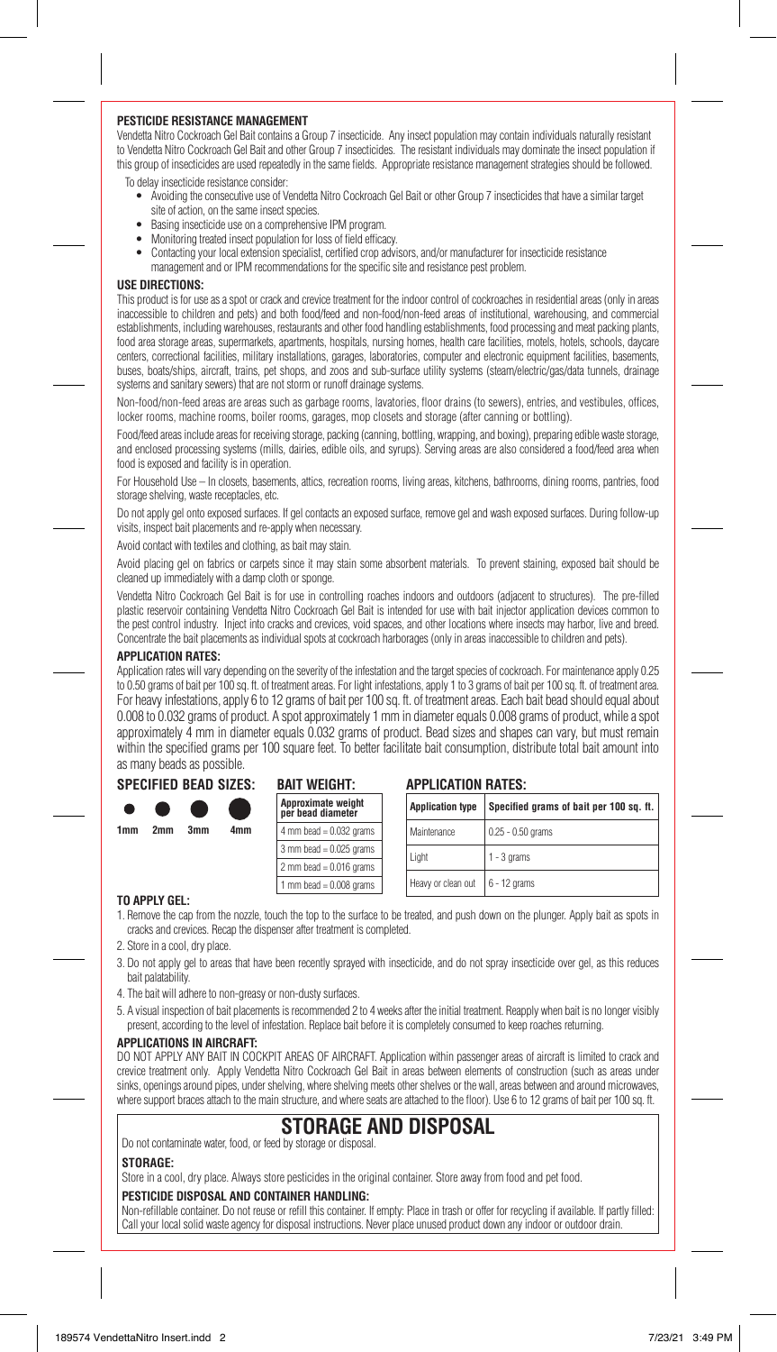## PESTICIDE RESISTANCE MANAGEMENT

Vendetta Nitro Cockroach Gel Bait contains a Group 7 insecticide. Any insect population may contain individuals naturally resistant to Vendetta Nitro Cockroach Gel Bait and other Group 7 insecticides. The resistant individuals may dominate the insect population if this group of insecticides are used repeatedly in the same fields. Appropriate resistance management strategies should be followed.

To delay insecticide resistance consider:

- Avoiding the consecutive use of Vendetta Nitro Cockroach Gel Bait or other Group 7 insecticides that have a similar target site of action, on the same insect species.
- Basing insecticide use on a comprehensive IPM program.
- Monitoring treated insect population for loss of field efficacy.
- Contacting your local extension specialist, certified crop advisors, and/or manufacturer for insecticide resistance management and or IPM recommendations for the specific site and resistance pest problem.

## USE DIRECTIONS:

This product is for use as a spot or crack and crevice treatment for the indoor control of cockroaches in residential areas (only in areas inaccessible to children and pets) and both food/feed and non-food/non-feed areas of institutional, warehousing, and commercial establishments, including warehouses, restaurants and other food handling establishments, food processing and meat packing plants, food area storage areas, supermarkets, apartments, hospitals, nursing homes, health care facilities, motels, hotels, schools, daycare centers, correctional facilities, military installations, garages, laboratories, computer and electronic equipment facilities, basements, buses, boats/ships, aircraft, trains, pet shops, and zoos and sub-surface utility systems (steam/electric/gas/data tunnels, drainage systems and sanitary sewers) that are not storm or runoff drainage systems.

Non-food/non-feed areas are areas such as garbage rooms, lavatories, floor drains (to sewers), entries, and vestibules, offices, locker rooms, machine rooms, boiler rooms, garages, mop closets and storage (after canning or bottling).

Food/feed areas include areas for receiving storage, packing (canning, bottling, wrapping, and boxing), preparing edible waste storage, and enclosed processing systems (mills, dairies, edible oils, and syrups). Serving areas are also considered a food/feed area when food is exposed and facility is in operation.

For Household Use – In closets, basements, attics, recreation rooms, living areas, kitchens, bathrooms, dining rooms, pantries, food storage shelving, waste receptacles, etc.

Do not apply gel onto exposed surfaces. If gel contacts an exposed surface, remove gel and wash exposed surfaces. During follow-up visits, inspect bait placements and re-apply when necessary.

Avoid contact with textiles and clothing, as bait may stain.

Avoid placing gel on fabrics or carpets since it may stain some absorbent materials. To prevent staining, exposed bait should be cleaned up immediately with a damp cloth or sponge.

Vendetta Nitro Cockroach Gel Bait is for use in controlling roaches indoors and outdoors (adjacent to structures). The pre-filled plastic reservoir containing Vendetta Nitro Cockroach Gel Bait is intended for use with bait injector application devices common to the pest control industry. Inject into cracks and crevices, void spaces, and other locations where insects may harbor, live and breed. Concentrate the bait placements as individual spots at cockroach harborages (only in areas inaccessible to children and pets).

## APPLICATION RATES:

Application rates will vary depending on the severity of the infestation and the target species of cockroach. For maintenance apply 0.25 to 0.50 grams of bait per 100 sq. ft. of treatment areas. For light infestations, apply 1 to 3 grams of bait per 100 sq. ft. of treatment area. For heavy infestations, apply 6 to 12 grams of bait per 100 sq. ft. of treatment areas. Each bait bead should equal about 0.008 to 0.032 grams of product. A spot approximately 1 mm in diameter equals 0.008 grams of product, while a spot approximately 4 mm in diameter equals 0.032 grams of product. Bead sizes and shapes can vary, but must remain within the specified grams per 100 square feet. To better facilitate bait consumption, distribute total bait amount into as many beads as possible.

**SPECIFIED BEAD SIZES:** 1mm 2mm 3mm 4mm

**BAIT WEIGHT:**

| Approximate weight per bead diameter |
|---|
| 4 mm bead = 0.032 grams |
| 3 mm bead = 0.025 grams |
| 2 mm bead = 0.016 grams |
| 1 mm bead = 0.008 grams |

**APPLICATION RATES:**

| Application type | Specified grams of bait per 100 sq. ft. |
|---|---|
| Maintenance | 0.25 - 0.50 grams |
| Light | 1 - 3 grams |
| Heavy or clean out | 6 - 12 grams |

## TO APPLY GEL:

1. Remove the cap from the nozzle, touch the top to the surface to be treated, and push down on the plunger. Apply bait as spots in cracks and crevices. Recap the dispenser after treatment is completed.
2. Store in a cool, dry place.
3. Do not apply gel to areas that have been recently sprayed with insecticide, and do not spray insecticide over gel, as this reduces bait palatability.
4. The bait will adhere to non-greasy or non-dusty surfaces.
5. A visual inspection of bait placements is recommended 2 to 4 weeks after the initial treatment. Reapply when bait is no longer visibly present, according to the level of infestation. Replace bait before it is completely consumed to keep roaches returning.

## APPLICATIONS IN AIRCRAFT:

DO NOT APPLY ANY BAIT IN COCKPIT AREAS OF AIRCRAFT. Application within passenger areas of aircraft is limited to crack and crevice treatment only. Apply Vendetta Nitro Cockroach Gel Bait in areas between elements of construction (such as areas under sinks, openings around pipes, under shelving, where shelving meets other shelves or the wall, areas between and around microwaves, where support braces attach to the main structure, and where seats are attached to the floor). Use 6 to 12 grams of bait per 100 sq. ft.

# STORAGE AND DISPOSAL

Do not contaminate water, food, or feed by storage or disposal.

**STORAGE:**

Store in a cool, dry place. Always store pesticides in the original container. Store away from food and pet food.

**PESTICIDE DISPOSAL AND CONTAINER HANDLING:**

Non-refillable container. Do not reuse or refill this container. If empty: Place in trash or offer for recycling if available. If partly filled: Call your local solid waste agency for disposal instructions. Never place unused product down any indoor or outdoor drain.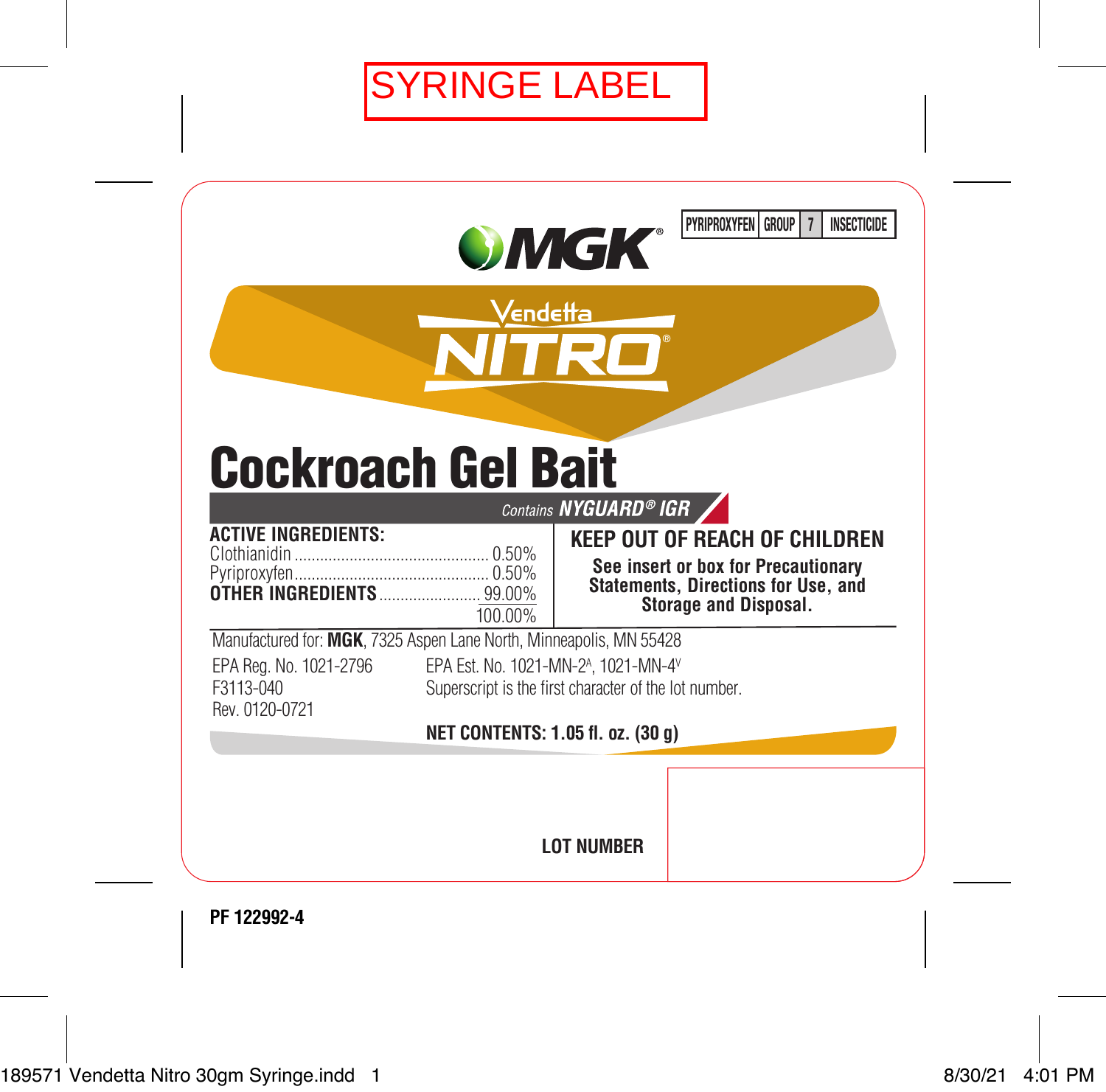# SYRINGE LABEL

MGK®

| PYRIPROXYFEN | GROUP | 7 | INSECTICIDE |
|---|---|---|---|

Vendetta NITRO®

# Cockroach Gel Bait

*Contains* ***NYGUARD® IGR***

**ACTIVE INGREDIENTS:**

| | |
|---|---|
| Clothianidin | 0.50% |
| Pyriproxyfen | 0.50% |
| **OTHER INGREDIENTS** | 99.00% |
| | 100.00% |

**KEEP OUT OF REACH OF CHILDREN**

**See insert or box for Precautionary Statements, Directions for Use, and Storage and Disposal.**

Manufactured for: **MGK**, 7325 Aspen Lane North, Minneapolis, MN 55428

EPA Reg. No. 1021-2796

F3113-040

Rev. 0120-0721

EPA Est. No. 1021-MN-2[A], 1021-MN-4[V]

Superscript is the first character of the lot number.

**NET CONTENTS: 1.05 fl. oz. (30 g)**

**LOT NUMBER**

**PF 122992-4**

189571 Vendetta Nitro 30gm Syringe.indd 1 8/30/21 4:01 PM